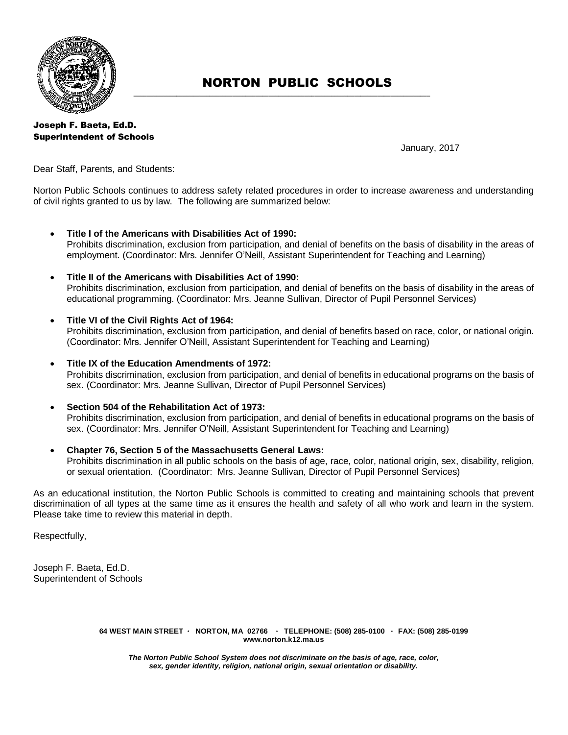# NORTON PUBLIC SCHOOLS

**Joseph F. Baeta, Ed.D.**
**Superintendent of Schools**

January, 2017

Dear Staff, Parents, and Students:

Norton Public Schools continues to address safety related procedures in order to increase awareness and understanding of civil rights granted to us by law. The following are summarized below:

- **Title I of the Americans with Disabilities Act of 1990:**
  Prohibits discrimination, exclusion from participation, and denial of benefits on the basis of disability in the areas of employment. (Coordinator: Mrs. Jennifer O'Neill, Assistant Superintendent for Teaching and Learning)

- **Title II of the Americans with Disabilities Act of 1990:**
  Prohibits discrimination, exclusion from participation, and denial of benefits on the basis of disability in the areas of educational programming. (Coordinator: Mrs. Jeanne Sullivan, Director of Pupil Personnel Services)

- **Title VI of the Civil Rights Act of 1964:**
  Prohibits discrimination, exclusion from participation, and denial of benefits based on race, color, or national origin. (Coordinator: Mrs. Jennifer O'Neill, Assistant Superintendent for Teaching and Learning)

- **Title IX of the Education Amendments of 1972:**
  Prohibits discrimination, exclusion from participation, and denial of benefits in educational programs on the basis of sex. (Coordinator: Mrs. Jeanne Sullivan, Director of Pupil Personnel Services)

- **Section 504 of the Rehabilitation Act of 1973:**
  Prohibits discrimination, exclusion from participation, and denial of benefits in educational programs on the basis of sex. (Coordinator: Mrs. Jennifer O'Neill, Assistant Superintendent for Teaching and Learning)

- **Chapter 76, Section 5 of the Massachusetts General Laws:**
  Prohibits discrimination in all public schools on the basis of age, race, color, national origin, sex, disability, religion, or sexual orientation. (Coordinator: Mrs. Jeanne Sullivan, Director of Pupil Personnel Services)

As an educational institution, the Norton Public Schools is committed to creating and maintaining schools that prevent discrimination of all types at the same time as it ensures the health and safety of all who work and learn in the system. Please take time to review this material in depth.

Respectfully,

Joseph F. Baeta, Ed.D.
Superintendent of Schools

**64 WEST MAIN STREET · NORTON, MA 02766 · TELEPHONE: (508) 285-0100 · FAX: (508) 285-0199**
**www.norton.k12.ma.us**

***The Norton Public School System does not discriminate on the basis of age, race, color, sex, gender identity, religion, national origin, sexual orientation or disability.***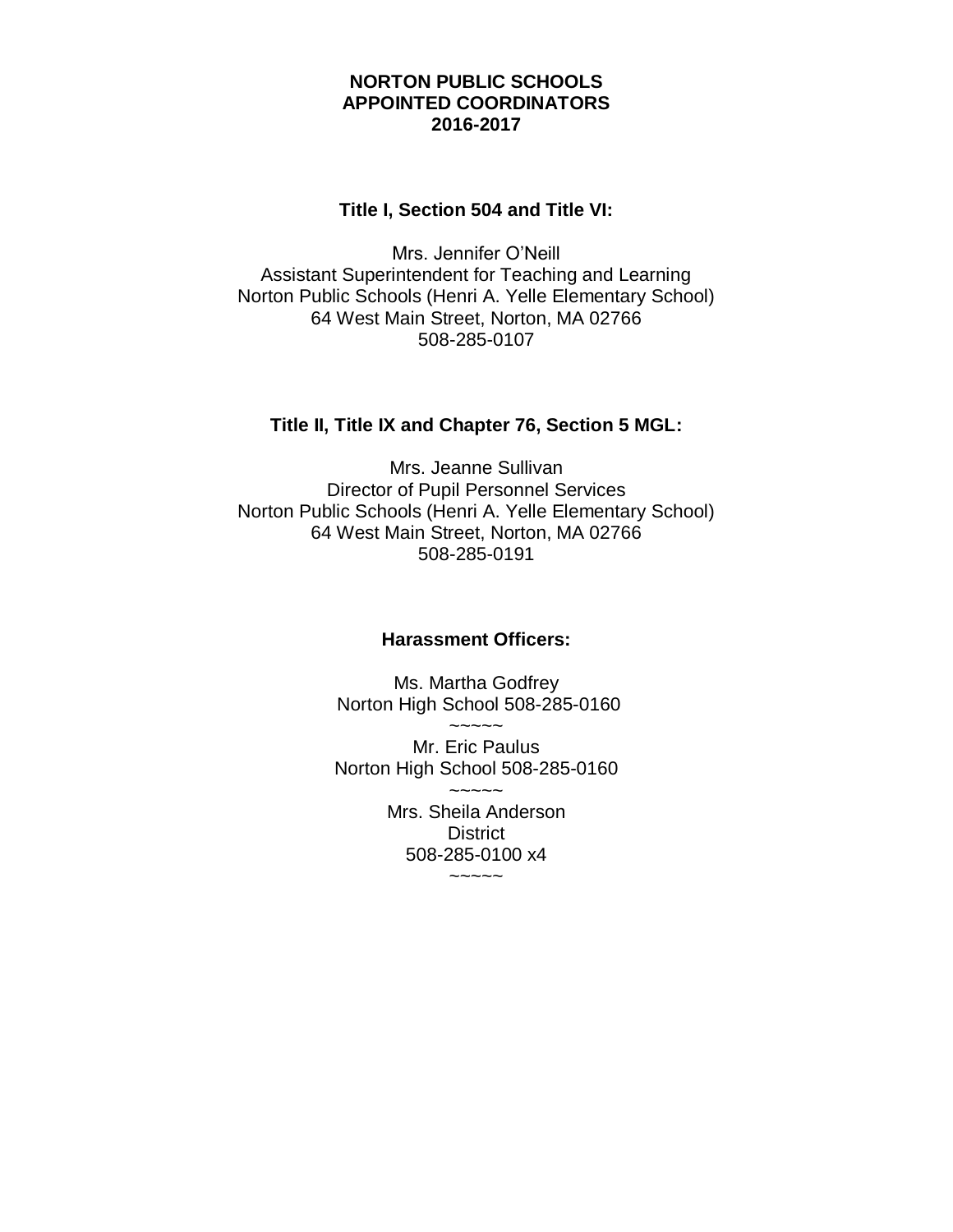# NORTON PUBLIC SCHOOLS
# APPOINTED COORDINATORS
# 2016-2017

### Title I, Section 504 and Title VI:

Mrs. Jennifer O'Neill
Assistant Superintendent for Teaching and Learning
Norton Public Schools (Henri A. Yelle Elementary School)
64 West Main Street, Norton, MA 02766
508-285-0107

### Title II, Title IX and Chapter 76, Section 5 MGL:

Mrs. Jeanne Sullivan
Director of Pupil Personnel Services
Norton Public Schools (Henri A. Yelle Elementary School)
64 West Main Street, Norton, MA 02766
508-285-0191

### Harassment Officers:

Ms. Martha Godfrey
Norton High School 508-285-0160

~~~~~

Mr. Eric Paulus
Norton High School 508-285-0160

~~~~~

Mrs. Sheila Anderson
District
508-285-0100 x4

~~~~~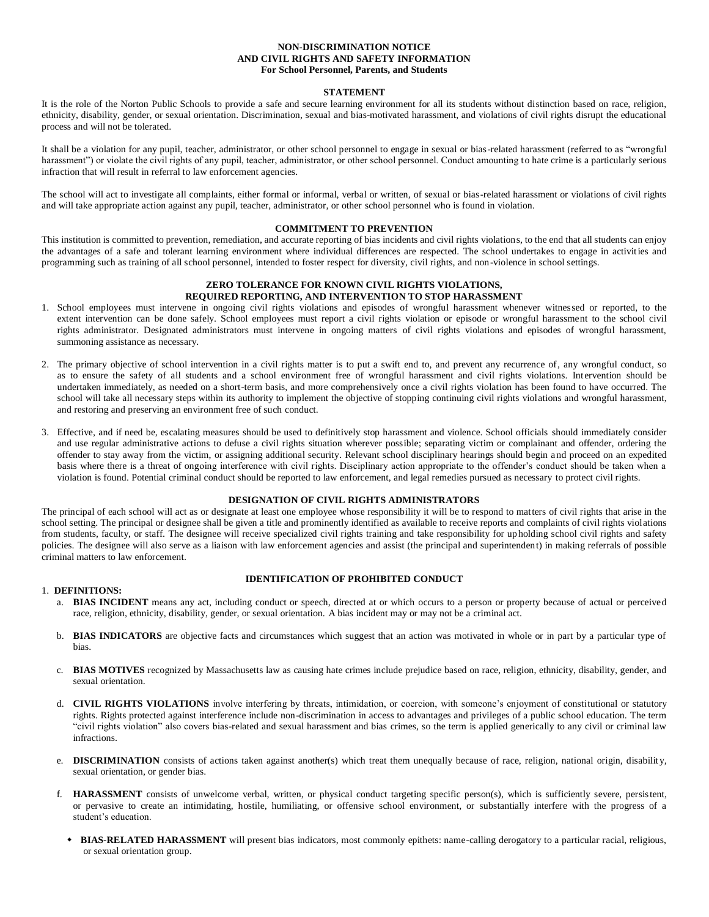# NON-DISCRIMINATION NOTICE AND CIVIL RIGHTS AND SAFETY INFORMATION

**For School Personnel, Parents, and Students**

## STATEMENT

It is the role of the Norton Public Schools to provide a safe and secure learning environment for all its students without distinction based on race, religion, ethnicity, disability, gender, or sexual orientation. Discrimination, sexual and bias-motivated harassment, and violations of civil rights disrupt the educational process and will not be tolerated.

It shall be a violation for any pupil, teacher, administrator, or other school personnel to engage in sexual or bias-related harassment (referred to as "wrongful harassment") or violate the civil rights of any pupil, teacher, administrator, or other school personnel. Conduct amounting to hate crime is a particularly serious infraction that will result in referral to law enforcement agencies.

The school will act to investigate all complaints, either formal or informal, verbal or written, of sexual or bias-related harassment or violations of civil rights and will take appropriate action against any pupil, teacher, administrator, or other school personnel who is found in violation.

## COMMITMENT TO PREVENTION

This institution is committed to prevention, remediation, and accurate reporting of bias incidents and civil rights violations, to the end that all students can enjoy the advantages of a safe and tolerant learning environment where individual differences are respected. The school undertakes to engage in activities and programming such as training of all school personnel, intended to foster respect for diversity, civil rights, and non-violence in school settings.

## ZERO TOLERANCE FOR KNOWN CIVIL RIGHTS VIOLATIONS, REQUIRED REPORTING, AND INTERVENTION TO STOP HARASSMENT

1. School employees must intervene in ongoing civil rights violations and episodes of wrongful harassment whenever witnessed or reported, to the extent intervention can be done safely. School employees must report a civil rights violation or episode or wrongful harassment to the school civil rights administrator. Designated administrators must intervene in ongoing matters of civil rights violations and episodes of wrongful harassment, summoning assistance as necessary.

2. The primary objective of school intervention in a civil rights matter is to put a swift end to, and prevent any recurrence of, any wrongful conduct, so as to ensure the safety of all students and a school environment free of wrongful harassment and civil rights violations. Intervention should be undertaken immediately, as needed on a short-term basis, and more comprehensively once a civil rights violation has been found to have occurred. The school will take all necessary steps within its authority to implement the objective of stopping continuing civil rights violations and wrongful harassment, and restoring and preserving an environment free of such conduct.

3. Effective, and if need be, escalating measures should be used to definitively stop harassment and violence. School officials should immediately consider and use regular administrative actions to defuse a civil rights situation wherever possible; separating victim or complainant and offender, ordering the offender to stay away from the victim, or assigning additional security. Relevant school disciplinary hearings should begin and proceed on an expedited basis where there is a threat of ongoing interference with civil rights. Disciplinary action appropriate to the offender's conduct should be taken when a violation is found. Potential criminal conduct should be reported to law enforcement, and legal remedies pursued as necessary to protect civil rights.

## DESIGNATION OF CIVIL RIGHTS ADMINISTRATORS

The principal of each school will act as or designate at least one employee whose responsibility it will be to respond to matters of civil rights that arise in the school setting. The principal or designee shall be given a title and prominently identified as available to receive reports and complaints of civil rights violations from students, faculty, or staff. The designee will receive specialized civil rights training and take responsibility for upholding school civil rights and safety policies. The designee will also serve as a liaison with law enforcement agencies and assist (the principal and superintendent) in making referrals of possible criminal matters to law enforcement.

## IDENTIFICATION OF PROHIBITED CONDUCT

1. **DEFINITIONS:**

   a. **BIAS INCIDENT** means any act, including conduct or speech, directed at or which occurs to a person or property because of actual or perceived race, religion, ethnicity, disability, gender, or sexual orientation. A bias incident may or may not be a criminal act.

   b. **BIAS INDICATORS** are objective facts and circumstances which suggest that an action was motivated in whole or in part by a particular type of bias.

   c. **BIAS MOTIVES** recognized by Massachusetts law as causing hate crimes include prejudice based on race, religion, ethnicity, disability, gender, and sexual orientation.

   d. **CIVIL RIGHTS VIOLATIONS** involve interfering by threats, intimidation, or coercion, with someone's enjoyment of constitutional or statutory rights. Rights protected against interference include non-discrimination in access to advantages and privileges of a public school education. The term "civil rights violation" also covers bias-related and sexual harassment and bias crimes, so the term is applied generically to any civil or criminal law infractions.

   e. **DISCRIMINATION** consists of actions taken against another(s) which treat them unequally because of race, religion, national origin, disability, sexual orientation, or gender bias.

   f. **HARASSMENT** consists of unwelcome verbal, written, or physical conduct targeting specific person(s), which is sufficiently severe, persistent, or pervasive to create an intimidating, hostile, humiliating, or offensive school environment, or substantially interfere with the progress of a student's education.

      - **BIAS-RELATED HARASSMENT** will present bias indicators, most commonly epithets: name-calling derogatory to a particular racial, religious, or sexual orientation group.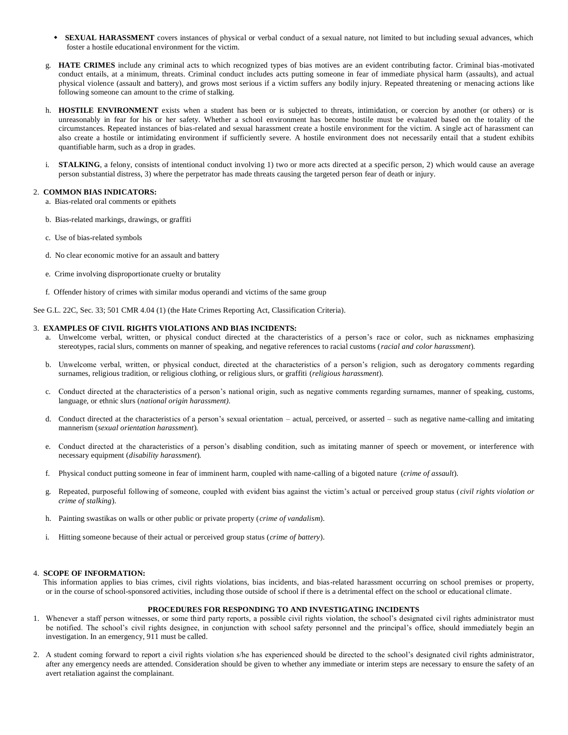- **SEXUAL HARASSMENT** covers instances of physical or verbal conduct of a sexual nature, not limited to but including sexual advances, which foster a hostile educational environment for the victim.

g. **HATE CRIMES** include any criminal acts to which recognized types of bias motives are an evident contributing factor. Criminal bias-motivated conduct entails, at a minimum, threats. Criminal conduct includes acts putting someone in fear of immediate physical harm (assaults), and actual physical violence (assault and battery), and grows most serious if a victim suffers any bodily injury. Repeated threatening or menacing actions like following someone can amount to the crime of stalking.

h. **HOSTILE ENVIRONMENT** exists when a student has been or is subjected to threats, intimidation, or coercion by another (or others) or is unreasonably in fear for his or her safety. Whether a school environment has become hostile must be evaluated based on the totality of the circumstances. Repeated instances of bias-related and sexual harassment create a hostile environment for the victim. A single act of harassment can also create a hostile or intimidating environment if sufficiently severe. A hostile environment does not necessarily entail that a student exhibits quantifiable harm, such as a drop in grades.

i. **STALKING**, a felony, consists of intentional conduct involving 1) two or more acts directed at a specific person, 2) which would cause an average person substantial distress, 3) where the perpetrator has made threats causing the targeted person fear of death or injury.

2. **COMMON BIAS INDICATORS:**

   a. Bias-related oral comments or epithets

   b. Bias-related markings, drawings, or graffiti

   c. Use of bias-related symbols

   d. No clear economic motive for an assault and battery

   e. Crime involving disproportionate cruelty or brutality

   f. Offender history of crimes with similar modus operandi and victims of the same group

See G.L. 22C, Sec. 33; 501 CMR 4.04 (1) (the Hate Crimes Reporting Act, Classification Criteria).

3. **EXAMPLES OF CIVIL RIGHTS VIOLATIONS AND BIAS INCIDENTS:**

   a. Unwelcome verbal, written, or physical conduct directed at the characteristics of a person's race or color, such as nicknames emphasizing stereotypes, racial slurs, comments on manner of speaking, and negative references to racial customs (*racial and color harassment*).

   b. Unwelcome verbal, written, or physical conduct, directed at the characteristics of a person's religion, such as derogatory comments regarding surnames, religious tradition, or religious clothing, or religious slurs, or graffiti (*religious harassment*).

   c. Conduct directed at the characteristics of a person's national origin, such as negative comments regarding surnames, manner of speaking, customs, language, or ethnic slurs (*national origin harassment).*

   d. Conduct directed at the characteristics of a person's sexual orientation – actual, perceived, or asserted – such as negative name-calling and imitating mannerism (*sexual orientation harassment*).

   e. Conduct directed at the characteristics of a person's disabling condition, such as imitating manner of speech or movement, or interference with necessary equipment (*disability harassment*).

   f. Physical conduct putting someone in fear of imminent harm, coupled with name-calling of a bigoted nature (*crime of assault*).

   g. Repeated, purposeful following of someone, coupled with evident bias against the victim's actual or perceived group status (*civil rights violation or crime of stalking*).

   h. Painting swastikas on walls or other public or private property (*crime of vandalism*).

   i. Hitting someone because of their actual or perceived group status (*crime of battery*).

4. **SCOPE OF INFORMATION:**

   This information applies to bias crimes, civil rights violations, bias incidents, and bias-related harassment occurring on school premises or property, or in the course of school-sponsored activities, including those outside of school if there is a detrimental effect on the school or educational climate.

## PROCEDURES FOR RESPONDING TO AND INVESTIGATING INCIDENTS

1. Whenever a staff person witnesses, or some third party reports, a possible civil rights violation, the school's designated civil rights administrator must be notified. The school's civil rights designee, in conjunction with school safety personnel and the principal's office, should immediately begin an investigation. In an emergency, 911 must be called.

2. A student coming forward to report a civil rights violation s/he has experienced should be directed to the school's designated civil rights administrator, after any emergency needs are attended. Consideration should be given to whether any immediate or interim steps are necessary to ensure the safety of an avert retaliation against the complainant.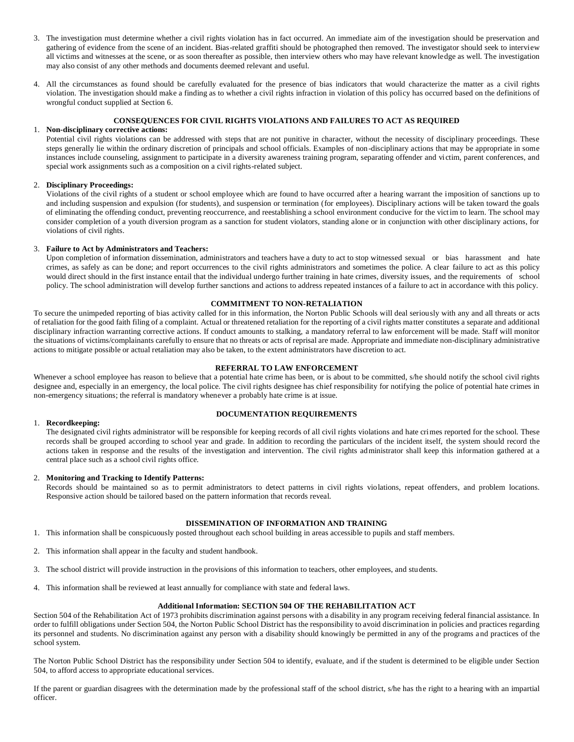3. The investigation must determine whether a civil rights violation has in fact occurred. An immediate aim of the investigation should be preservation and gathering of evidence from the scene of an incident. Bias-related graffiti should be photographed then removed. The investigator should seek to interview all victims and witnesses at the scene, or as soon thereafter as possible, then interview others who may have relevant knowledge as well. The investigation may also consist of any other methods and documents deemed relevant and useful.

4. All the circumstances as found should be carefully evaluated for the presence of bias indicators that would characterize the matter as a civil rights violation. The investigation should make a finding as to whether a civil rights infraction in violation of this policy has occurred based on the definitions of wrongful conduct supplied at Section 6.

### CONSEQUENCES FOR CIVIL RIGHTS VIOLATIONS AND FAILURES TO ACT AS REQUIRED

1. **Non-disciplinary corrective actions:**
   Potential civil rights violations can be addressed with steps that are not punitive in character, without the necessity of disciplinary proceedings. These steps generally lie within the ordinary discretion of principals and school officials. Examples of non-disciplinary actions that may be appropriate in some instances include counseling, assignment to participate in a diversity awareness training program, separating offender and victim, parent conferences, and special work assignments such as a composition on a civil rights-related subject.

2. **Disciplinary Proceedings:**
   Violations of the civil rights of a student or school employee which are found to have occurred after a hearing warrant the imposition of sanctions up to and including suspension and expulsion (for students), and suspension or termination (for employees). Disciplinary actions will be taken toward the goals of eliminating the offending conduct, preventing reoccurrence, and reestablishing a school environment conducive for the victim to learn. The school may consider completion of a youth diversion program as a sanction for student violators, standing alone or in conjunction with other disciplinary actions, for violations of civil rights.

3. **Failure to Act by Administrators and Teachers:**
   Upon completion of information dissemination, administrators and teachers have a duty to act to stop witnessed sexual or bias harassment and hate crimes, as safely as can be done; and report occurrences to the civil rights administrators and sometimes the police. A clear failure to act as this policy would direct should in the first instance entail that the individual undergo further training in hate crimes, diversity issues, and the requirements of school policy. The school administration will develop further sanctions and actions to address repeated instances of a failure to act in accordance with this policy.

### COMMITMENT TO NON-RETALIATION

To secure the unimpeded reporting of bias activity called for in this information, the Norton Public Schools will deal seriously with any and all threats or acts of retaliation for the good faith filing of a complaint. Actual or threatened retaliation for the reporting of a civil rights matter constitutes a separate and additional disciplinary infraction warranting corrective actions. If conduct amounts to stalking, a mandatory referral to law enforcement will be made. Staff will monitor the situations of victims/complainants carefully to ensure that no threats or acts of reprisal are made. Appropriate and immediate non-disciplinary administrative actions to mitigate possible or actual retaliation may also be taken, to the extent administrators have discretion to act.

### REFERRAL TO LAW ENFORCEMENT

Whenever a school employee has reason to believe that a potential hate crime has been, or is about to be committed, s/he should notify the school civil rights designee and, especially in an emergency, the local police. The civil rights designee has chief responsibility for notifying the police of potential hate crimes in non-emergency situations; the referral is mandatory whenever a probably hate crime is at issue.

### DOCUMENTATION REQUIREMENTS

1. **Recordkeeping:**
   The designated civil rights administrator will be responsible for keeping records of all civil rights violations and hate crimes reported for the school. These records shall be grouped according to school year and grade. In addition to recording the particulars of the incident itself, the system should record the actions taken in response and the results of the investigation and intervention. The civil rights administrator shall keep this information gathered at a central place such as a school civil rights office.

2. **Monitoring and Tracking to Identify Patterns:**
   Records should be maintained so as to permit administrators to detect patterns in civil rights violations, repeat offenders, and problem locations. Responsive action should be tailored based on the pattern information that records reveal.

### DISSEMINATION OF INFORMATION AND TRAINING

1. This information shall be conspicuously posted throughout each school building in areas accessible to pupils and staff members.

2. This information shall appear in the faculty and student handbook.

3. The school district will provide instruction in the provisions of this information to teachers, other employees, and students.

4. This information shall be reviewed at least annually for compliance with state and federal laws.

### Additional Information: SECTION 504 OF THE REHABILITATION ACT

Section 504 of the Rehabilitation Act of 1973 prohibits discrimination against persons with a disability in any program receiving federal financial assistance. In order to fulfill obligations under Section 504, the Norton Public School District has the responsibility to avoid discrimination in policies and practices regarding its personnel and students. No discrimination against any person with a disability should knowingly be permitted in any of the programs and practices of the school system.

The Norton Public School District has the responsibility under Section 504 to identify, evaluate, and if the student is determined to be eligible under Section 504, to afford access to appropriate educational services.

If the parent or guardian disagrees with the determination made by the professional staff of the school district, s/he has the right to a hearing with an impartial officer.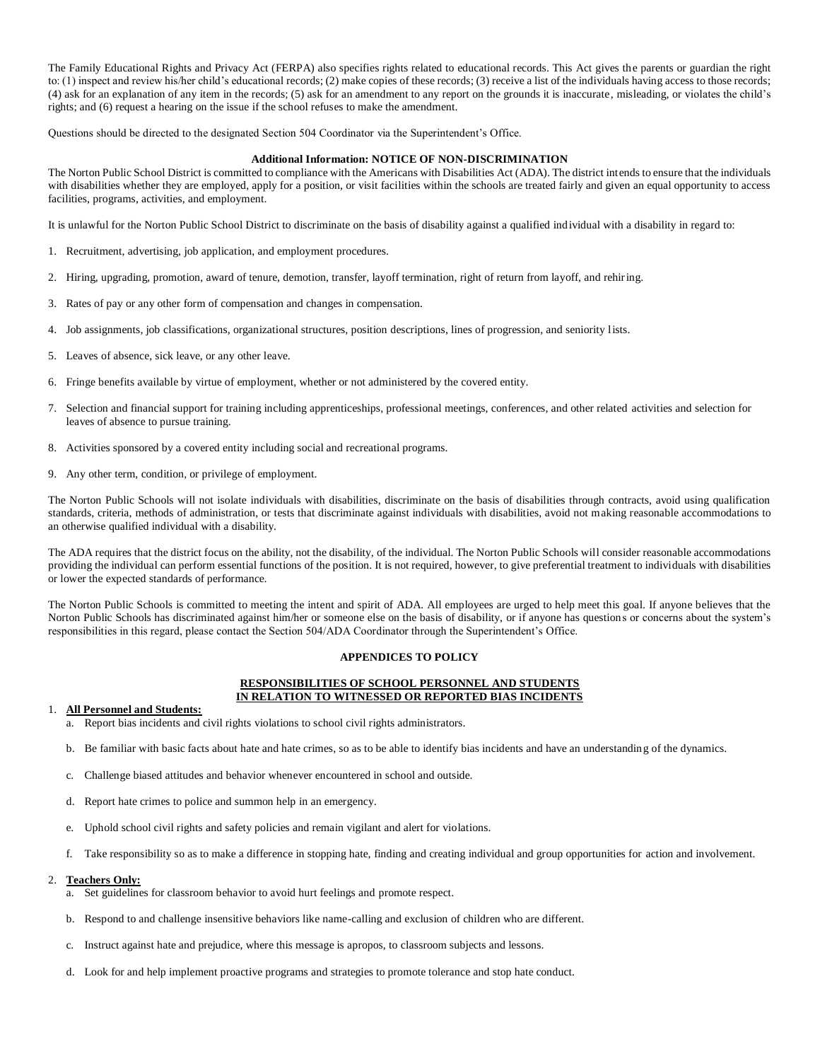The Family Educational Rights and Privacy Act (FERPA) also specifies rights related to educational records. This Act gives the parents or guardian the right to: (1) inspect and review his/her child's educational records; (2) make copies of these records; (3) receive a list of the individuals having access to those records; (4) ask for an explanation of any item in the records; (5) ask for an amendment to any report on the grounds it is inaccurate, misleading, or violates the child's rights; and (6) request a hearing on the issue if the school refuses to make the amendment.

Questions should be directed to the designated Section 504 Coordinator via the Superintendent's Office.

**Additional Information: NOTICE OF NON-DISCRIMINATION**

The Norton Public School District is committed to compliance with the Americans with Disabilities Act (ADA). The district intends to ensure that the individuals with disabilities whether they are employed, apply for a position, or visit facilities within the schools are treated fairly and given an equal opportunity to access facilities, programs, activities, and employment.

It is unlawful for the Norton Public School District to discriminate on the basis of disability against a qualified individual with a disability in regard to:

1. Recruitment, advertising, job application, and employment procedures.
2. Hiring, upgrading, promotion, award of tenure, demotion, transfer, layoff termination, right of return from layoff, and rehiring.
3. Rates of pay or any other form of compensation and changes in compensation.
4. Job assignments, job classifications, organizational structures, position descriptions, lines of progression, and seniority lists.
5. Leaves of absence, sick leave, or any other leave.
6. Fringe benefits available by virtue of employment, whether or not administered by the covered entity.
7. Selection and financial support for training including apprenticeships, professional meetings, conferences, and other related activities and selection for leaves of absence to pursue training.
8. Activities sponsored by a covered entity including social and recreational programs.
9. Any other term, condition, or privilege of employment.

The Norton Public Schools will not isolate individuals with disabilities, discriminate on the basis of disabilities through contracts, avoid using qualification standards, criteria, methods of administration, or tests that discriminate against individuals with disabilities, avoid not making reasonable accommodations to an otherwise qualified individual with a disability.

The ADA requires that the district focus on the ability, not the disability, of the individual. The Norton Public Schools will consider reasonable accommodations providing the individual can perform essential functions of the position. It is not required, however, to give preferential treatment to individuals with disabilities or lower the expected standards of performance.

The Norton Public Schools is committed to meeting the intent and spirit of ADA. All employees are urged to help meet this goal. If anyone believes that the Norton Public Schools has discriminated against him/her or someone else on the basis of disability, or if anyone has questions or concerns about the system's responsibilities in this regard, please contact the Section 504/ADA Coordinator through the Superintendent's Office.

## APPENDICES TO POLICY

### RESPONSIBILITIES OF SCHOOL PERSONNEL AND STUDENTS IN RELATION TO WITNESSED OR REPORTED BIAS INCIDENTS

1. **All Personnel and Students:**
   a. Report bias incidents and civil rights violations to school civil rights administrators.

   b. Be familiar with basic facts about hate and hate crimes, so as to be able to identify bias incidents and have an understanding of the dynamics.

   c. Challenge biased attitudes and behavior whenever encountered in school and outside.

   d. Report hate crimes to police and summon help in an emergency.

   e. Uphold school civil rights and safety policies and remain vigilant and alert for violations.

   f. Take responsibility so as to make a difference in stopping hate, finding and creating individual and group opportunities for action and involvement.

2. **Teachers Only:**
   a. Set guidelines for classroom behavior to avoid hurt feelings and promote respect.

   b. Respond to and challenge insensitive behaviors like name-calling and exclusion of children who are different.

   c. Instruct against hate and prejudice, where this message is apropos, to classroom subjects and lessons.

   d. Look for and help implement proactive programs and strategies to promote tolerance and stop hate conduct.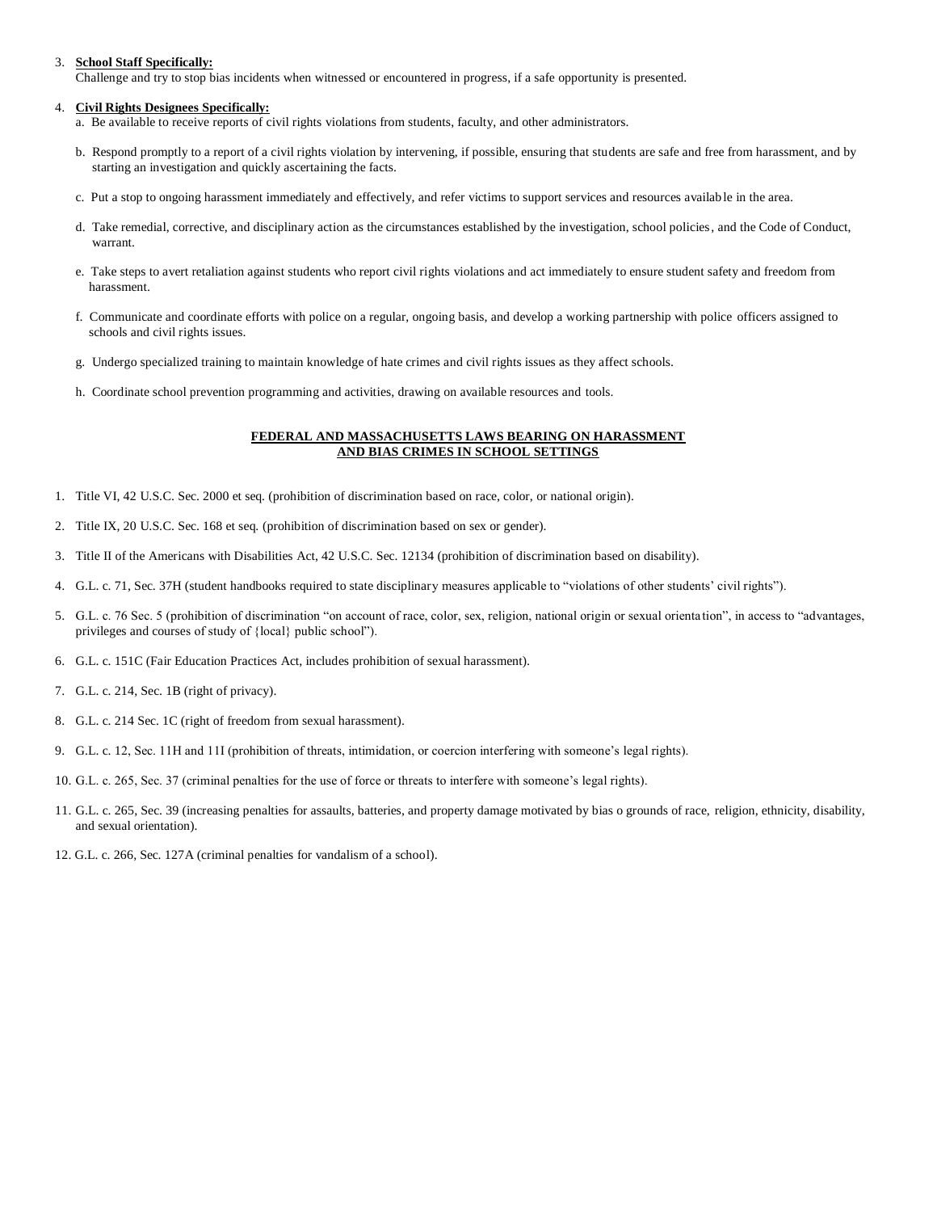3. **School Staff Specifically:**
   Challenge and try to stop bias incidents when witnessed or encountered in progress, if a safe opportunity is presented.

4. **Civil Rights Designees Specifically:**
   a. Be available to receive reports of civil rights violations from students, faculty, and other administrators.

   b. Respond promptly to a report of a civil rights violation by intervening, if possible, ensuring that students are safe and free from harassment, and by starting an investigation and quickly ascertaining the facts.

   c. Put a stop to ongoing harassment immediately and effectively, and refer victims to support services and resources available in the area.

   d. Take remedial, corrective, and disciplinary action as the circumstances established by the investigation, school policies, and the Code of Conduct, warrant.

   e. Take steps to avert retaliation against students who report civil rights violations and act immediately to ensure student safety and freedom from harassment.

   f. Communicate and coordinate efforts with police on a regular, ongoing basis, and develop a working partnership with police officers assigned to schools and civil rights issues.

   g. Undergo specialized training to maintain knowledge of hate crimes and civil rights issues as they affect schools.

   h. Coordinate school prevention programming and activities, drawing on available resources and tools.

## FEDERAL AND MASSACHUSETTS LAWS BEARING ON HARASSMENT AND BIAS CRIMES IN SCHOOL SETTINGS

1. Title VI, 42 U.S.C. Sec. 2000 et seq. (prohibition of discrimination based on race, color, or national origin).

2. Title IX, 20 U.S.C. Sec. 168 et seq. (prohibition of discrimination based on sex or gender).

3. Title II of the Americans with Disabilities Act, 42 U.S.C. Sec. 12134 (prohibition of discrimination based on disability).

4. G.L. c. 71, Sec. 37H (student handbooks required to state disciplinary measures applicable to "violations of other students' civil rights").

5. G.L. c. 76 Sec. 5 (prohibition of discrimination "on account of race, color, sex, religion, national origin or sexual orientation", in access to "advantages, privileges and courses of study of {local} public school").

6. G.L. c. 151C (Fair Education Practices Act, includes prohibition of sexual harassment).

7. G.L. c. 214, Sec. 1B (right of privacy).

8. G.L. c. 214 Sec. 1C (right of freedom from sexual harassment).

9. G.L. c. 12, Sec. 11H and 11I (prohibition of threats, intimidation, or coercion interfering with someone's legal rights).

10. G.L. c. 265, Sec. 37 (criminal penalties for the use of force or threats to interfere with someone's legal rights).

11. G.L. c. 265, Sec. 39 (increasing penalties for assaults, batteries, and property damage motivated by bias o grounds of race, religion, ethnicity, disability, and sexual orientation).

12. G.L. c. 266, Sec. 127A (criminal penalties for vandalism of a school).